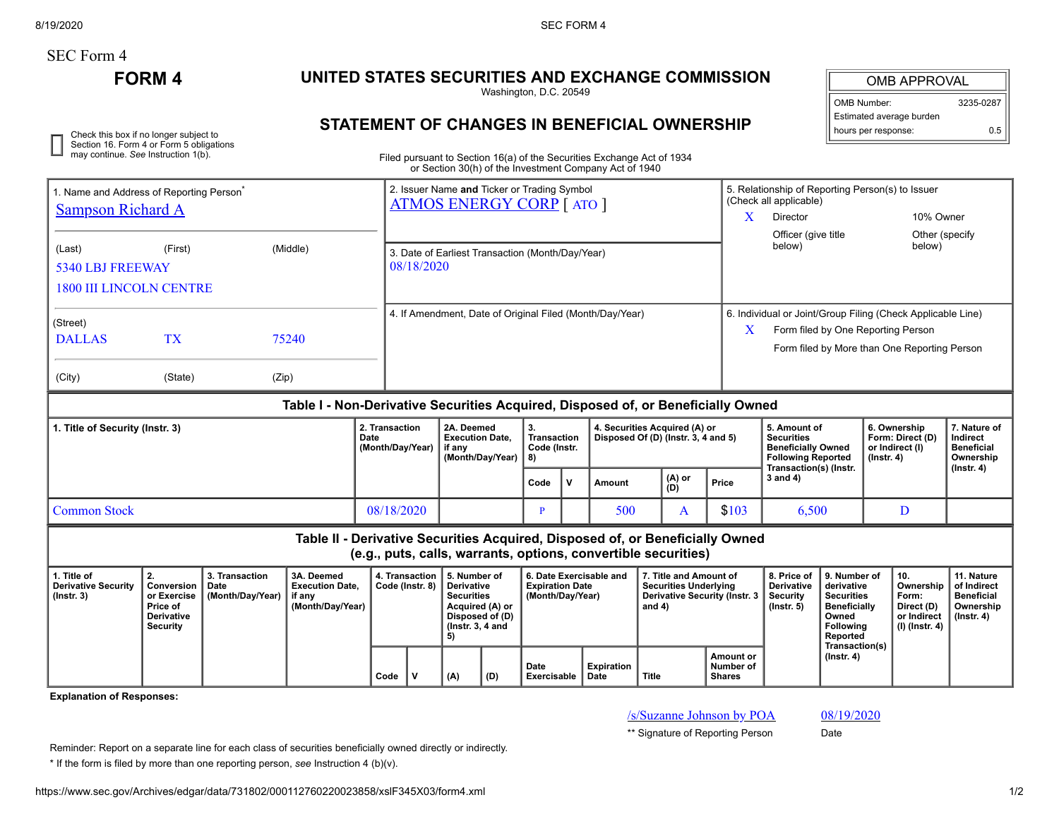SEC Form 4

# FORM 4

## UNITED STATES SECURITIES AND EXCHANGE COMMISSION

Washington, D.C. 20549

## STATEMENT OF CHANGES IN BENEFICIAL OWNERSHIP

| OMB APPROVAL | |
|---|---|
| OMB Number: | 3235-0287 |
| Estimated average burden hours per response: | 0.5 |

☐ Check this box if no longer subject to Section 16. Form 4 or Form 5 obligations may continue. *See* Instruction 1(b).

Filed pursuant to Section 16(a) of the Securities Exchange Act of 1934 or Section 30(h) of the Investment Company Act of 1940

**1. Name and Address of Reporting Person***

Sampson Richard A

(Last) (First) (Middle)

5340 LBJ FREEWAY
1800 III LINCOLN CENTRE

(Street)

DALLAS TX 75240

(City) (State) (Zip)

**2. Issuer Name and Ticker or Trading Symbol**

ATMOS ENERGY CORP [ ATO ]

**3. Date of Earliest Transaction (Month/Day/Year)**

08/18/2020

**4. If Amendment, Date of Original Filed (Month/Day/Year)**

**5. Relationship of Reporting Person(s) to Issuer (Check all applicable)**

X Director
10% Owner
Officer (give title below)
Other (specify below)

**6. Individual or Joint/Group Filing (Check Applicable Line)**

X Form filed by One Reporting Person
Form filed by More than One Reporting Person

### Table I - Non-Derivative Securities Acquired, Disposed of, or Beneficially Owned

| 1. Title of Security (Instr. 3) | 2. Transaction Date (Month/Day/Year) | 2A. Deemed Execution Date, if any (Month/Day/Year) | 3. Transaction Code (Instr. 8) | | 4. Securities Acquired (A) or Disposed Of (D) (Instr. 3, 4 and 5) | | | 5. Amount of Securities Beneficially Owned Following Reported Transaction(s) (Instr. 3 and 4) | 6. Ownership Form: Direct (D) or Indirect (I) (Instr. 4) | 7. Nature of Indirect Beneficial Ownership (Instr. 4) |
|---|---|---|---|---|---|---|---|---|---|---|
| | | | Code | V | Amount | (A) or (D) | Price | | | |
| Common Stock | 08/18/2020 | | P | | 500 | A | $103 | 6,500 | D | |

### Table II - Derivative Securities Acquired, Disposed of, or Beneficially Owned (e.g., puts, calls, warrants, options, convertible securities)

| 1. Title of Derivative Security (Instr. 3) | 2. Conversion or Exercise Price of Derivative Security | 3. Transaction Date (Month/Day/Year) | 3A. Deemed Execution Date, if any (Month/Day/Year) | 4. Transaction Code (Instr. 8) | | 5. Number of Derivative Securities Acquired (A) or Disposed of (D) (Instr. 3, 4 and 5) | | 6. Date Exercisable and Expiration Date (Month/Day/Year) | | 7. Title and Amount of Securities Underlying Derivative Security (Instr. 3 and 4) | | 8. Price of Derivative Security (Instr. 5) | 9. Number of derivative Securities Beneficially Owned Following Reported Transaction(s) (Instr. 4) | 10. Ownership Form: Direct (D) or Indirect (I) (Instr. 4) | 11. Nature of Indirect Beneficial Ownership (Instr. 4) |
|---|---|---|---|---|---|---|---|---|---|---|---|---|---|---|---|
| | | | | Code | V | (A) | (D) | Date Exercisable | Expiration Date | Title | Amount or Number of Shares | | | | |

**Explanation of Responses:**

/s/Suzanne Johnson by POA — 08/19/2020

** Signature of Reporting Person — Date

Reminder: Report on a separate line for each class of securities beneficially owned directly or indirectly.

* If the form is filed by more than one reporting person, *see* Instruction 4 (b)(v).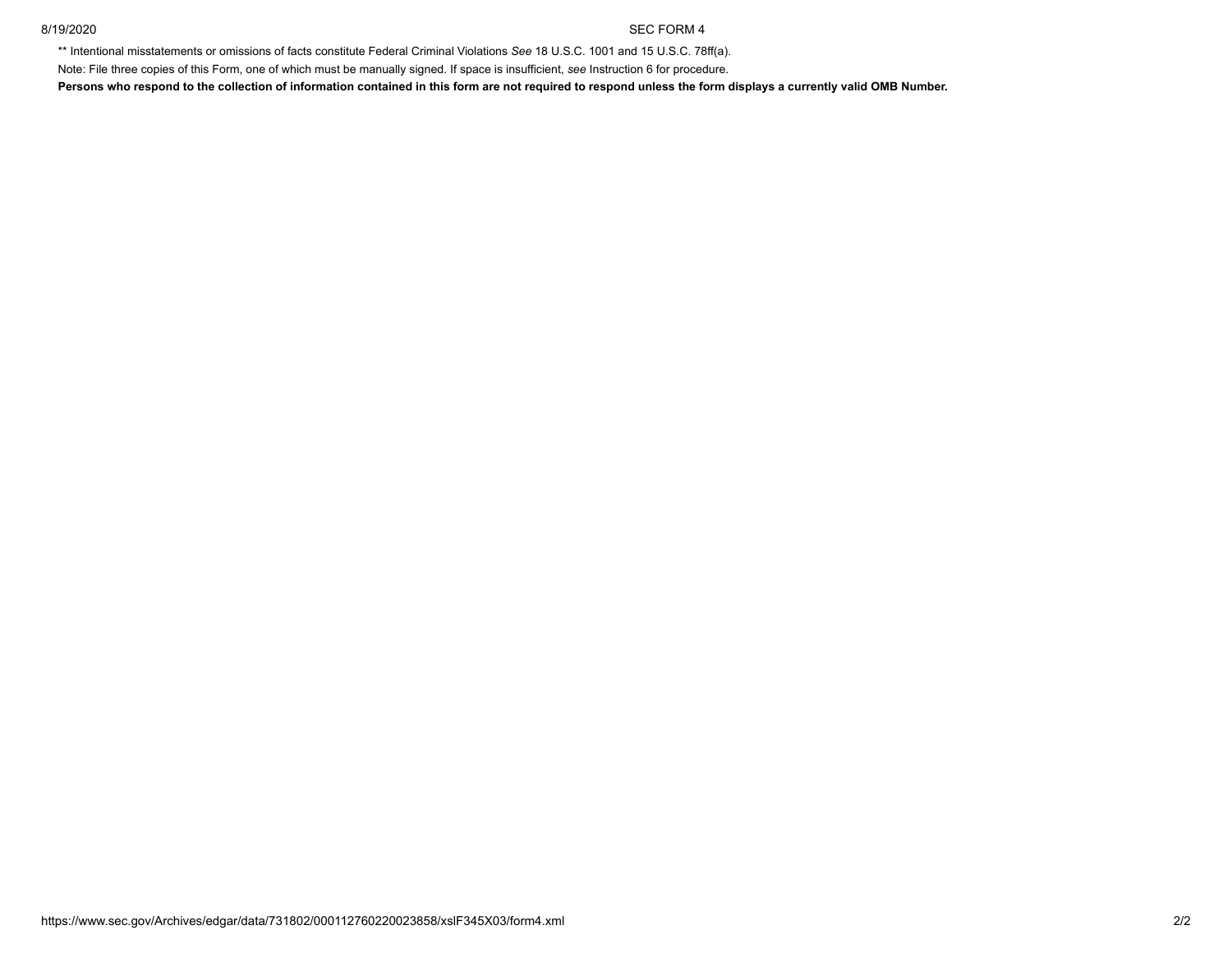** Intentional misstatements or omissions of facts constitute Federal Criminal Violations *See* 18 U.S.C. 1001 and 15 U.S.C. 78ff(a).

Note: File three copies of this Form, one of which must be manually signed. If space is insufficient, *see* Instruction 6 for procedure.

**Persons who respond to the collection of information contained in this form are not required to respond unless the form displays a currently valid OMB Number.**